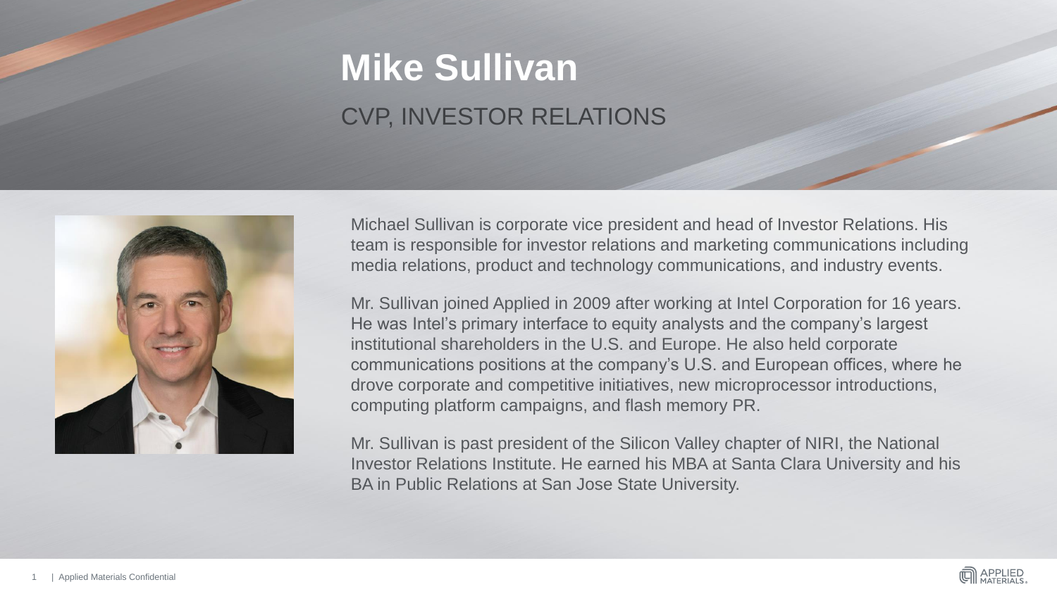# Mike Sullivan

## CVP, INVESTOR RELATIONS

Michael Sullivan is corporate vice president and head of Investor Relations. His team is responsible for investor relations and marketing communications including media relations, product and technology communications, and industry events.

Mr. Sullivan joined Applied in 2009 after working at Intel Corporation for 16 years. He was Intel's primary interface to equity analysts and the company's largest institutional shareholders in the U.S. and Europe. He also held corporate communications positions at the company's U.S. and European offices, where he drove corporate and competitive initiatives, new microprocessor introductions, computing platform campaigns, and flash memory PR.

Mr. Sullivan is past president of the Silicon Valley chapter of NIRI, the National Investor Relations Institute. He earned his MBA at Santa Clara University and his BA in Public Relations at San Jose State University.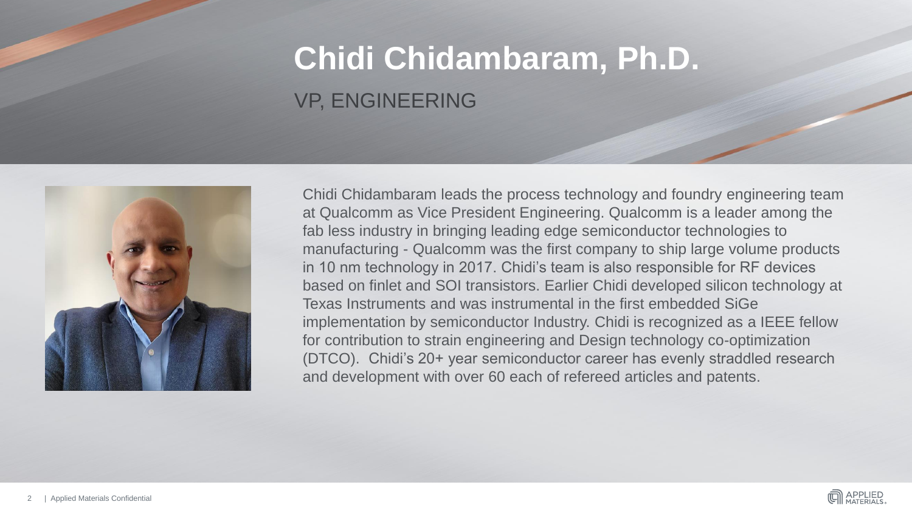# Chidi Chidambaram, Ph.D.

## VP, ENGINEERING

Chidi Chidambaram leads the process technology and foundry engineering team at Qualcomm as Vice President Engineering. Qualcomm is a leader among the fab less industry in bringing leading edge semiconductor technologies to manufacturing - Qualcomm was the first company to ship large volume products in 10 nm technology in 2017. Chidi's team is also responsible for RF devices based on finlet and SOI transistors. Earlier Chidi developed silicon technology at Texas Instruments and was instrumental in the first embedded SiGe implementation by semiconductor Industry. Chidi is recognized as a IEEE fellow for contribution to strain engineering and Design technology co-optimization (DTCO). Chidi's 20+ year semiconductor career has evenly straddled research and development with over 60 each of refereed articles and patents.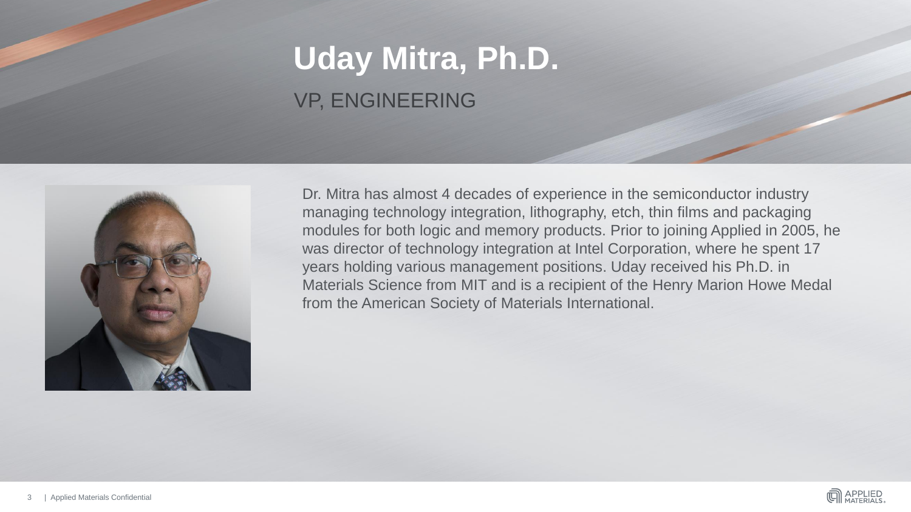# Uday Mitra, Ph.D.

## VP, ENGINEERING

Dr. Mitra has almost 4 decades of experience in the semiconductor industry managing technology integration, lithography, etch, thin films and packaging modules for both logic and memory products. Prior to joining Applied in 2005, he was director of technology integration at Intel Corporation, where he spent 17 years holding various management positions. Uday received his Ph.D. in Materials Science from MIT and is a recipient of the Henry Marion Howe Medal from the American Society of Materials International.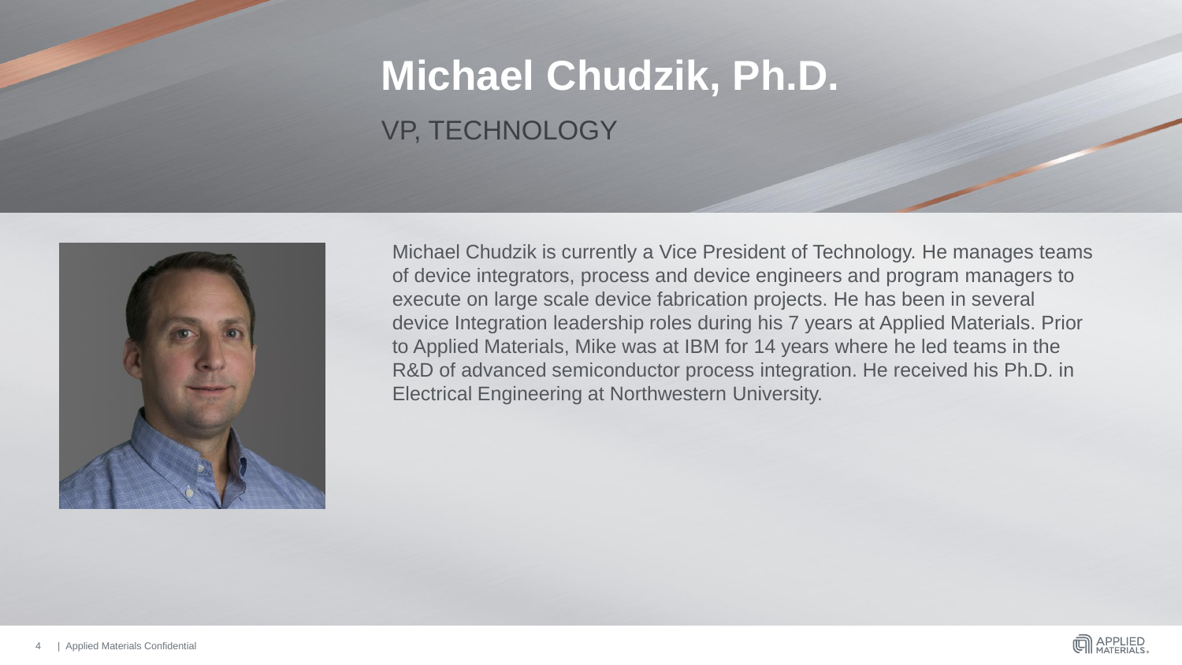# Michael Chudzik, Ph.D.

## VP, TECHNOLOGY

Michael Chudzik is currently a Vice President of Technology. He manages teams of device integrators, process and device engineers and program managers to execute on large scale device fabrication projects. He has been in several device Integration leadership roles during his 7 years at Applied Materials. Prior to Applied Materials, Mike was at IBM for 14 years where he led teams in the R&D of advanced semiconductor process integration. He received his Ph.D. in Electrical Engineering at Northwestern University.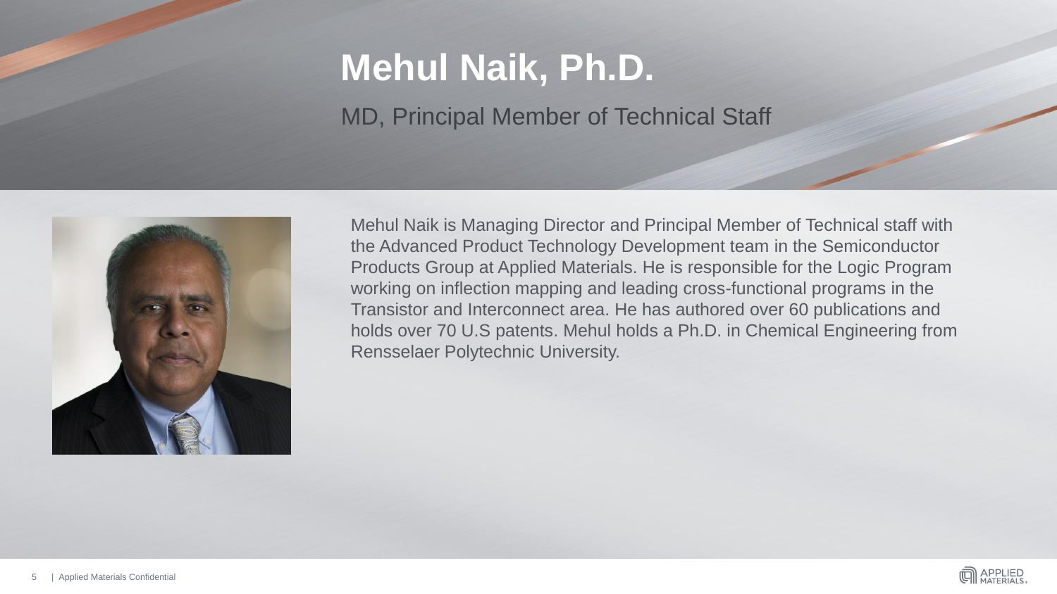# Mehul Naik, Ph.D.

MD, Principal Member of Technical Staff

Mehul Naik is Managing Director and Principal Member of Technical staff with the Advanced Product Technology Development team in the Semiconductor Products Group at Applied Materials. He is responsible for the Logic Program working on inflection mapping and leading cross-functional programs in the Transistor and Interconnect area. He has authored over 60 publications and holds over 70 U.S patents. Mehul holds a Ph.D. in Chemical Engineering from Rensselaer Polytechnic University.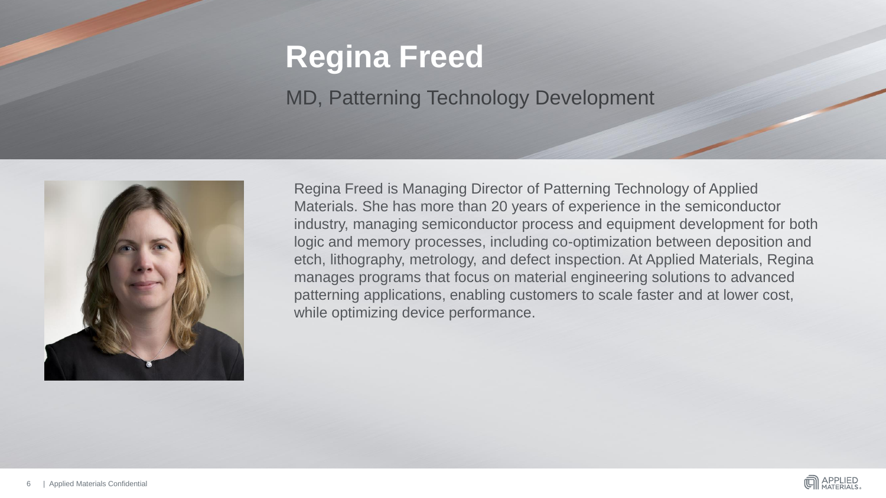# Regina Freed

## MD, Patterning Technology Development

Regina Freed is Managing Director of Patterning Technology of Applied Materials. She has more than 20 years of experience in the semiconductor industry, managing semiconductor process and equipment development for both logic and memory processes, including co-optimization between deposition and etch, lithography, metrology, and defect inspection. At Applied Materials, Regina manages programs that focus on material engineering solutions to advanced patterning applications, enabling customers to scale faster and at lower cost, while optimizing device performance.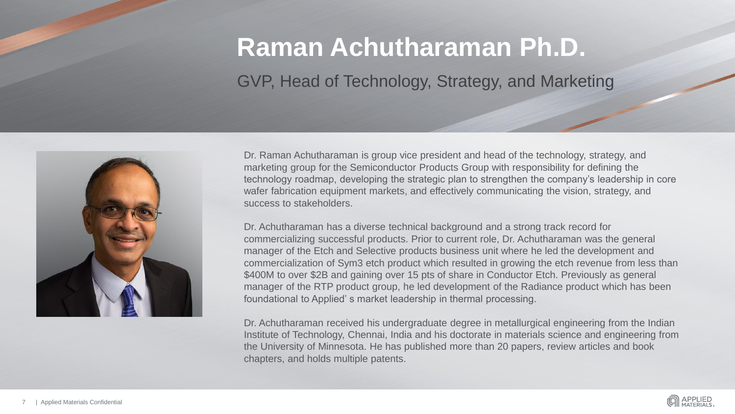# Raman Achutharaman Ph.D.

GVP, Head of Technology, Strategy, and Marketing

Dr. Raman Achutharaman is group vice president and head of the technology, strategy, and marketing group for the Semiconductor Products Group with responsibility for defining the technology roadmap, developing the strategic plan to strengthen the company's leadership in core wafer fabrication equipment markets, and effectively communicating the vision, strategy, and success to stakeholders.

Dr. Achutharaman has a diverse technical background and a strong track record for commercializing successful products. Prior to current role, Dr. Achutharaman was the general manager of the Etch and Selective products business unit where he led the development and commercialization of Sym3 etch product which resulted in growing the etch revenue from less than $400M to over $2B and gaining over 15 pts of share in Conductor Etch. Previously as general manager of the RTP product group, he led development of the Radiance product which has been foundational to Applied' s market leadership in thermal processing.

Dr. Achutharaman received his undergraduate degree in metallurgical engineering from the Indian Institute of Technology, Chennai, India and his doctorate in materials science and engineering from the University of Minnesota. He has published more than 20 papers, review articles and book chapters, and holds multiple patents.